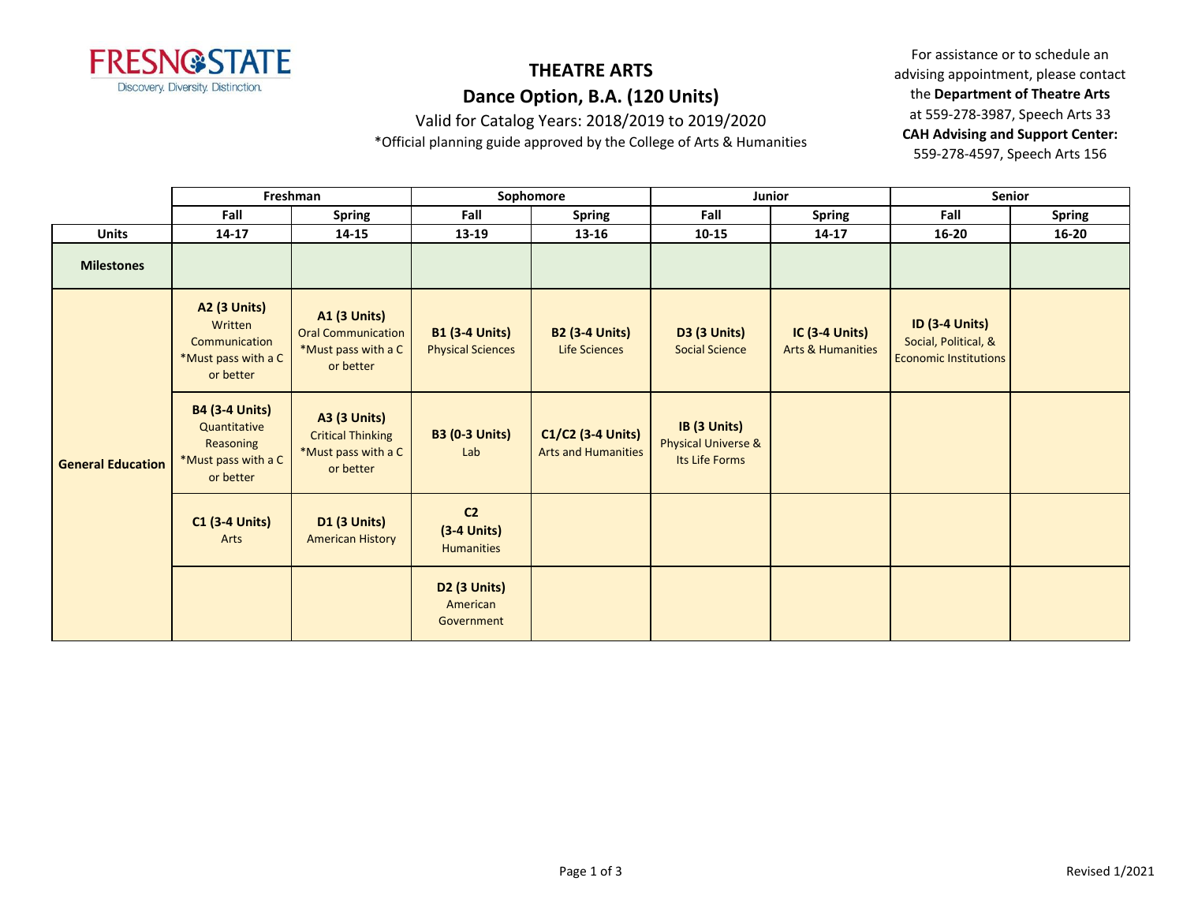FRESNO STATE
Discovery. Diversity. Distinction.

# THEATRE ARTS

## Dance Option, B.A. (120 Units)

Valid for Catalog Years: 2018/2019 to 2019/2020

*Official planning guide approved by the College of Arts & Humanities

For assistance or to schedule an advising appointment, please contact the **Department of Theatre Arts** at 559-278-3987, Speech Arts 33
**CAH Advising and Support Center:** 559-278-4597, Speech Arts 156

| | Freshman | | Sophomore | | Junior | | Senior | |
|---|---|---|---|---|---|---|---|---|
| | **Fall** | **Spring** | **Fall** | **Spring** | **Fall** | **Spring** | **Fall** | **Spring** |
| **Units** | **14-17** | **14-15** | **13-19** | **13-16** | **10-15** | **14-17** | **16-20** | **16-20** |
| **Milestones** | | | | | | | | |
| **General Education** | **A2 (3 Units)** Written Communication *Must pass with a C or better | **A1 (3 Units)** Oral Communication *Must pass with a C or better | **B1 (3-4 Units)** Physical Sciences | **B2 (3-4 Units)** Life Sciences | **D3 (3 Units)** Social Science | **IC (3-4 Units)** Arts & Humanities | **ID (3-4 Units)** Social, Political, & Economic Institutions | |
| | **B4 (3-4 Units)** Quantitative Reasoning *Must pass with a C or better | **A3 (3 Units)** Critical Thinking *Must pass with a C or better | **B3 (0-3 Units)** Lab | **C1/C2 (3-4 Units)** Arts and Humanities | **IB (3 Units)** Physical Universe & Its Life Forms | | | |
| | **C1 (3-4 Units)** Arts | **D1 (3 Units)** American History | **C2 (3-4 Units)** Humanities | | | | | |
| | | | **D2 (3 Units)** American Government | | | | | |

Revised 1/2021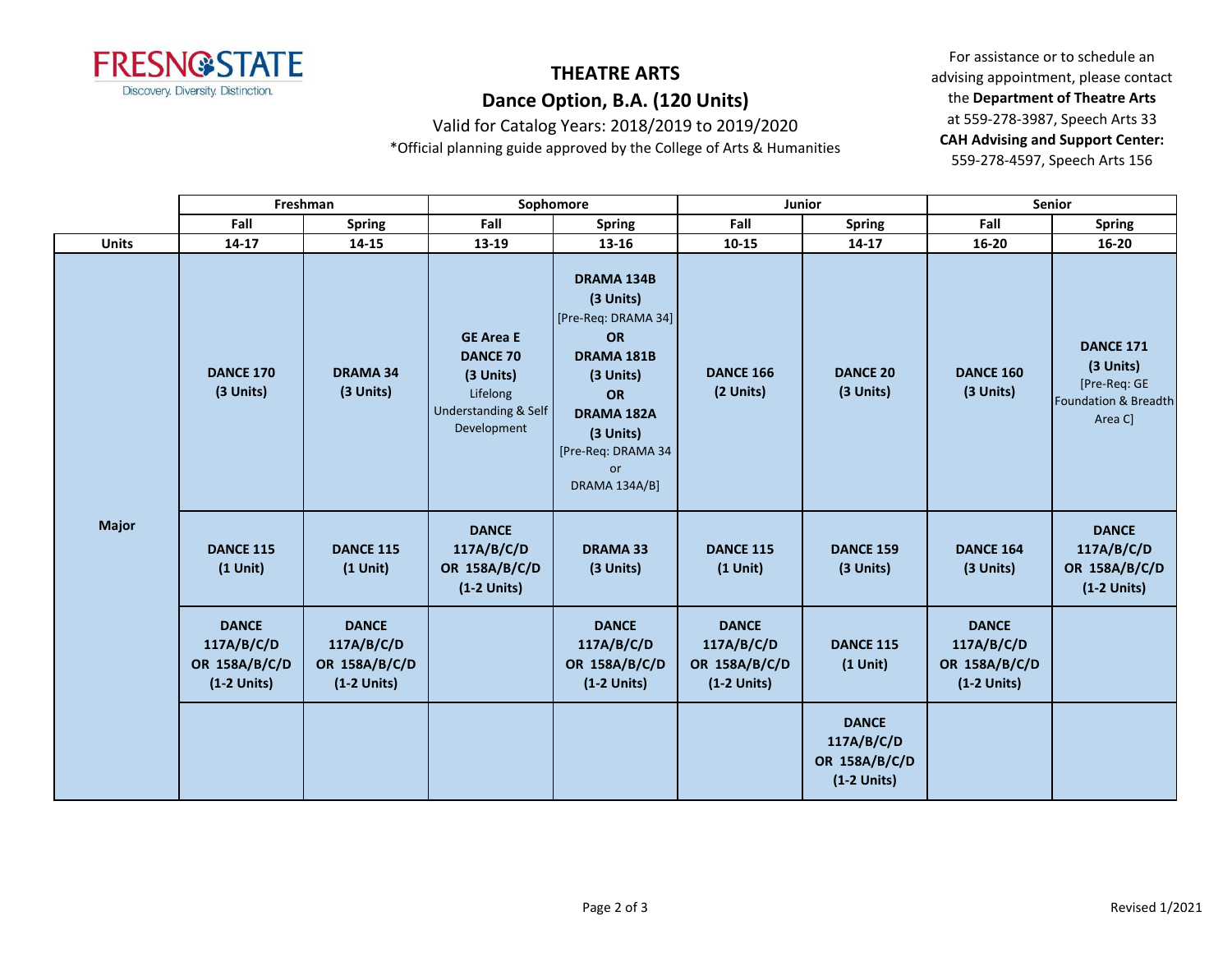# THEATRE ARTS

## Dance Option, B.A. (120 Units)

Valid for Catalog Years: 2018/2019 to 2019/2020

*Official planning guide approved by the College of Arts & Humanities

For assistance or to schedule an advising appointment, please contact the **Department of Theatre Arts** at 559-278-3987, Speech Arts 33
**CAH Advising and Support Center:** 559-278-4597, Speech Arts 156

| | Freshman | | Sophomore | | Junior | | Senior | |
|---|---|---|---|---|---|---|---|---|
| | Fall | Spring | Fall | Spring | Fall | Spring | Fall | Spring |
| **Units** | **14-17** | **14-15** | **13-19** | **13-16** | **10-15** | **14-17** | **16-20** | **16-20** |
| **Major** | **DANCE 170 (3 Units)** | **DRAMA 34 (3 Units)** | **GE Area E DANCE 70 (3 Units)** Lifelong Understanding & Self Development | **DRAMA 134B (3 Units)** [Pre-Req: DRAMA 34] **OR DRAMA 181B (3 Units) OR DRAMA 182A (3 Units)** [Pre-Req: DRAMA 34 or DRAMA 134A/B] | **DANCE 166 (2 Units)** | **DANCE 20 (3 Units)** | **DANCE 160 (3 Units)** | **DANCE 171 (3 Units)** [Pre-Req: GE Foundation & Breadth Area C] |
| | **DANCE 115 (1 Unit)** | **DANCE 115 (1 Unit)** | **DANCE 117A/B/C/D OR 158A/B/C/D (1-2 Units)** | **DRAMA 33 (3 Units)** | **DANCE 115 (1 Unit)** | **DANCE 159 (3 Units)** | **DANCE 164 (3 Units)** | **DANCE 117A/B/C/D OR 158A/B/C/D (1-2 Units)** |
| | **DANCE 117A/B/C/D OR 158A/B/C/D (1-2 Units)** | **DANCE 117A/B/C/D OR 158A/B/C/D (1-2 Units)** | | **DANCE 117A/B/C/D OR 158A/B/C/D (1-2 Units)** | **DANCE 117A/B/C/D OR 158A/B/C/D (1-2 Units)** | **DANCE 115 (1 Unit)** | **DANCE 117A/B/C/D OR 158A/B/C/D (1-2 Units)** | |
| | | | | | | **DANCE 117A/B/C/D OR 158A/B/C/D (1-2 Units)** | | |

Revised 1/2021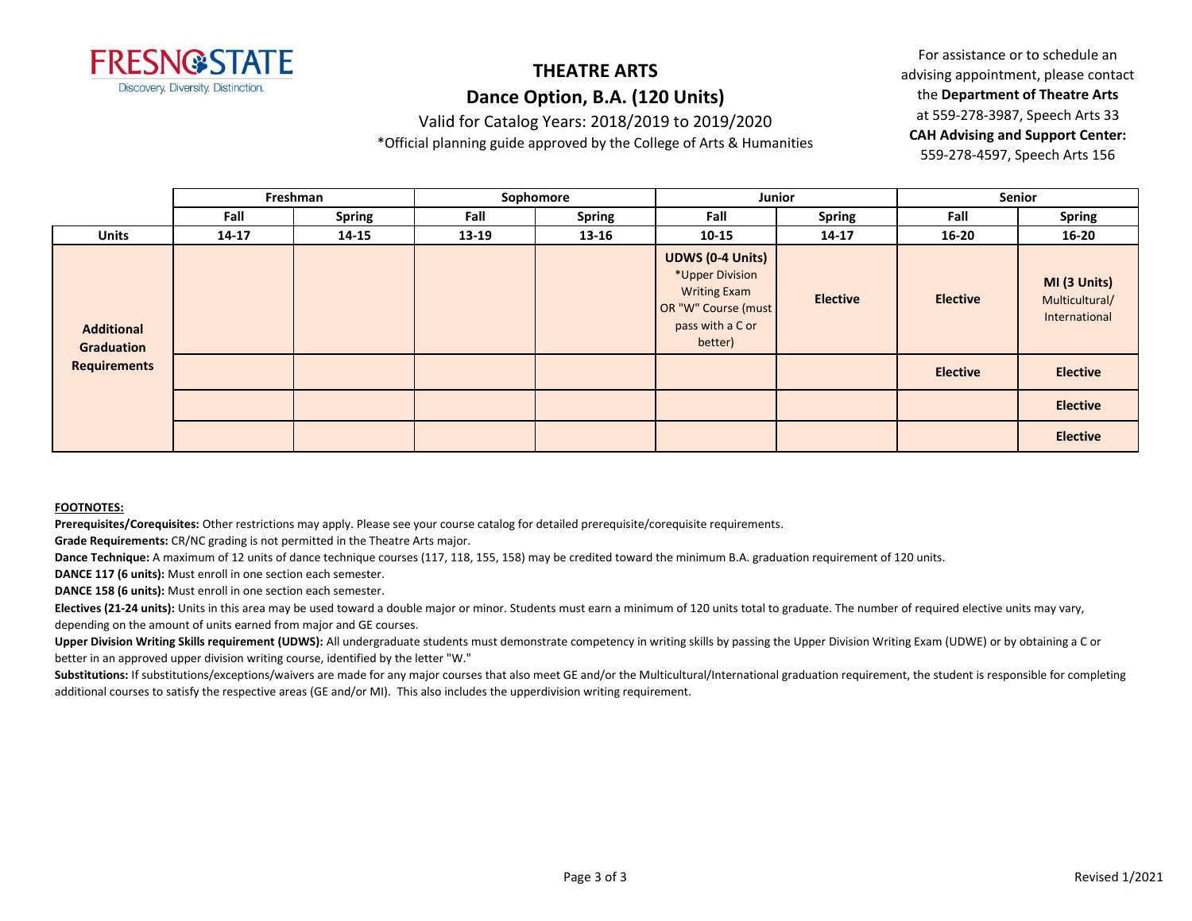# THEATRE ARTS

## Dance Option, B.A. (120 Units)

Valid for Catalog Years: 2018/2019 to 2019/2020

*Official planning guide approved by the College of Arts & Humanities

For assistance or to schedule an advising appointment, please contact the **Department of Theatre Arts** at 559-278-3987, Speech Arts 33
**CAH Advising and Support Center:** 559-278-4597, Speech Arts 156

| | Freshman | | Sophomore | | Junior | | Senior | |
|---|---|---|---|---|---|---|---|---|
| | **Fall** | **Spring** | **Fall** | **Spring** | **Fall** | **Spring** | **Fall** | **Spring** |
| **Units** | **14-17** | **14-15** | **13-19** | **13-16** | **10-15** | **14-17** | **16-20** | **16-20** |
| **Additional Graduation Requirements** | | | | | **UDWS (0-4 Units)** *Upper Division Writing Exam OR "W" Course (must pass with a C or better) | **Elective** | **Elective** | **MI (3 Units)** Multicultural/ International |
| | | | | | | | **Elective** | **Elective** |
| | | | | | | | | **Elective** |
| | | | | | | | | **Elective** |

**FOOTNOTES:**

**Prerequisites/Corequisites:** Other restrictions may apply. Please see your course catalog for detailed prerequisite/corequisite requirements.

**Grade Requirements:** CR/NC grading is not permitted in the Theatre Arts major.

**Dance Technique:** A maximum of 12 units of dance technique courses (117, 118, 155, 158) may be credited toward the minimum B.A. graduation requirement of 120 units.

**DANCE 117 (6 units):** Must enroll in one section each semester.

**DANCE 158 (6 units):** Must enroll in one section each semester.

**Electives (21-24 units):** Units in this area may be used toward a double major or minor. Students must earn a minimum of 120 units total to graduate. The number of required elective units may vary, depending on the amount of units earned from major and GE courses.

**Upper Division Writing Skills requirement (UDWS):** All undergraduate students must demonstrate competency in writing skills by passing the Upper Division Writing Exam (UDWE) or by obtaining a C or better in an approved upper division writing course, identified by the letter "W."

**Substitutions:** If substitutions/exceptions/waivers are made for any major courses that also meet GE and/or the Multicultural/International graduation requirement, the student is responsible for completing additional courses to satisfy the respective areas (GE and/or MI). This also includes the upperdivision writing requirement.

Revised 1/2021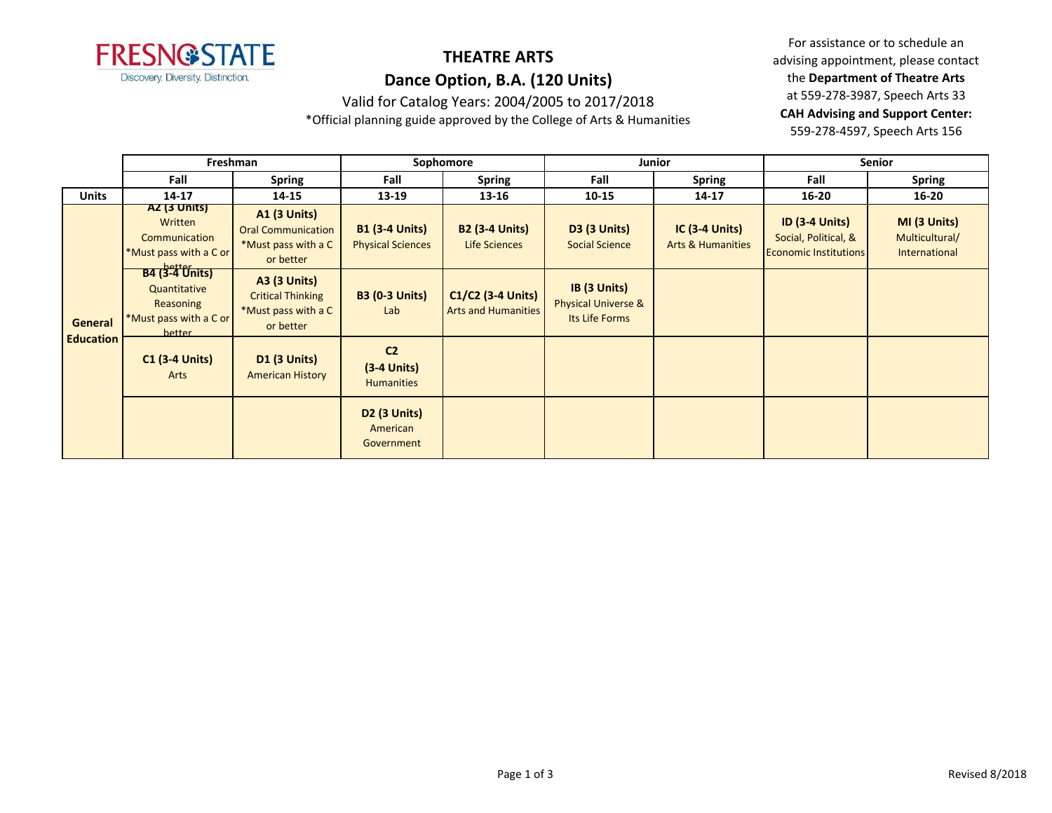**FRESNO STATE**
Discovery. Diversity. Distinction.

# THEATRE ARTS

## Dance Option, B.A. (120 Units)

Valid for Catalog Years: 2004/2005 to 2017/2018

*Official planning guide approved by the College of Arts & Humanities

For assistance or to schedule an advising appointment, please contact the **Department of Theatre Arts** at 559-278-3987, Speech Arts 33
**CAH Advising and Support Center:** 559-278-4597, Speech Arts 156

| | Freshman | | Sophomore | | Junior | | Senior | |
|---|---|---|---|---|---|---|---|---|
| | **Fall** | **Spring** | **Fall** | **Spring** | **Fall** | **Spring** | **Fall** | **Spring** |
| **Units** | **14-17** | **14-15** | **13-19** | **13-16** | **10-15** | **14-17** | **16-20** | **16-20** |
| **General Education** | **A2 (3 Units)** Written Communication *Must pass with a C or better | **A1 (3 Units)** Oral Communication *Must pass with a C or better | **B1 (3-4 Units)** Physical Sciences | **B2 (3-4 Units)** Life Sciences | **D3 (3 Units)** Social Science | **IC (3-4 Units)** Arts & Humanities | **ID (3-4 Units)** Social, Political, & Economic Institutions | **MI (3 Units)** Multicultural/ International |
| | **B4 (3-4 Units)** Quantitative Reasoning *Must pass with a C or better | **A3 (3 Units)** Critical Thinking *Must pass with a C or better | **B3 (0-3 Units)** Lab | **C1/C2 (3-4 Units)** Arts and Humanities | **IB (3 Units)** Physical Universe & Its Life Forms | | | |
| | **C1 (3-4 Units)** Arts | **D1 (3 Units)** American History | **C2 (3-4 Units)** Humanities | | | | | |
| | | | **D2 (3 Units)** American Government | | | | | |

Revised 8/2018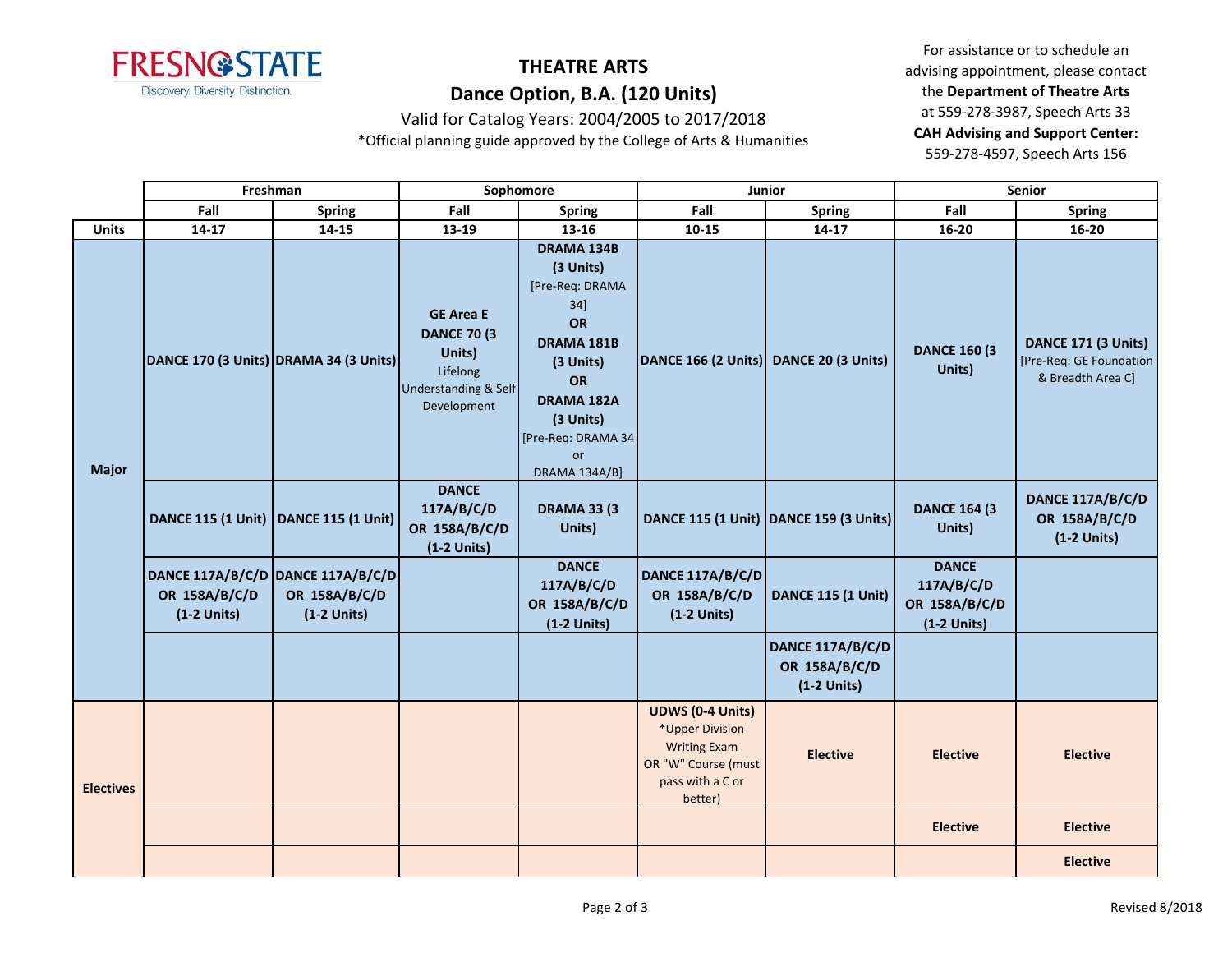FRESNO STATE
Discovery. Diversity. Distinction.

# THEATRE ARTS

## Dance Option, B.A. (120 Units)

Valid for Catalog Years: 2004/2005 to 2017/2018

*Official planning guide approved by the College of Arts & Humanities

For assistance or to schedule an advising appointment, please contact the **Department of Theatre Arts** at 559-278-3987, Speech Arts 33

**CAH Advising and Support Center:** 559-278-4597, Speech Arts 156

| | Freshman | | Sophomore | | Junior | | Senior | |
|---|---|---|---|---|---|---|---|---|
| | **Fall** | **Spring** | **Fall** | **Spring** | **Fall** | **Spring** | **Fall** | **Spring** |
| **Units** | **14-17** | **14-15** | **13-19** | **13-16** | **10-15** | **14-17** | **16-20** | **16-20** |
| **Major** | **DANCE 170 (3 Units)** | **DRAMA 34 (3 Units)** | **GE Area E DANCE 70 (3 Units)** Lifelong Understanding & Self Development | **DRAMA 134B (3 Units)** [Pre-Req: DRAMA 34] **OR DRAMA 181B (3 Units) OR DRAMA 182A (3 Units)** [Pre-Req: DRAMA 34 or DRAMA 134A/B] | **DANCE 166 (2 Units)** | **DANCE 20 (3 Units)** | **DANCE 160 (3 Units)** | **DANCE 171 (3 Units)** [Pre-Req: GE Foundation & Breadth Area C] |
| | **DANCE 115 (1 Unit)** | **DANCE 115 (1 Unit)** | **DANCE 117A/B/C/D OR 158A/B/C/D (1-2 Units)** | **DRAMA 33 (3 Units)** | **DANCE 115 (1 Unit)** | **DANCE 159 (3 Units)** | **DANCE 164 (3 Units)** | **DANCE 117A/B/C/D OR 158A/B/C/D (1-2 Units)** |
| | **DANCE 117A/B/C/D OR 158A/B/C/D (1-2 Units)** | **DANCE 117A/B/C/D OR 158A/B/C/D (1-2 Units)** | | **DANCE 117A/B/C/D OR 158A/B/C/D (1-2 Units)** | **DANCE 117A/B/C/D OR 158A/B/C/D (1-2 Units)** | **DANCE 115 (1 Unit)** | **DANCE 117A/B/C/D OR 158A/B/C/D (1-2 Units)** | |
| | | | | | | **DANCE 117A/B/C/D OR 158A/B/C/D (1-2 Units)** | | |
| **Electives** | | | | | **UDWS (0-4 Units)** *Upper Division Writing Exam OR "W" Course (must pass with a C or better) | **Elective** | **Elective** | **Elective** |
| | | | | | | | **Elective** | **Elective** |
| | | | | | | | | **Elective** |

Revised 8/2018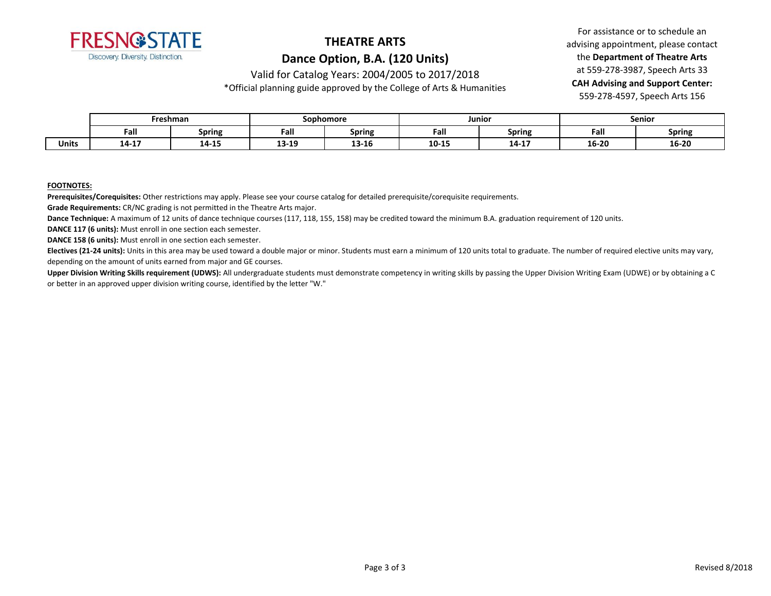# THEATRE ARTS

## Dance Option, B.A. (120 Units)

Valid for Catalog Years: 2004/2005 to 2017/2018

*Official planning guide approved by the College of Arts & Humanities

For assistance or to schedule an advising appointment, please contact the **Department of Theatre Arts** at 559-278-3987, Speech Arts 33
**CAH Advising and Support Center:** 559-278-4597, Speech Arts 156

| | Freshman | | Sophomore | | Junior | | Senior | |
|---|---|---|---|---|---|---|---|---|
| | **Fall** | **Spring** | **Fall** | **Spring** | **Fall** | **Spring** | **Fall** | **Spring** |
| **Units** | **14-17** | **14-15** | **13-19** | **13-16** | **10-15** | **14-17** | **16-20** | **16-20** |

**FOOTNOTES:**

**Prerequisites/Corequisites:** Other restrictions may apply. Please see your course catalog for detailed prerequisite/corequisite requirements.

**Grade Requirements:** CR/NC grading is not permitted in the Theatre Arts major.

**Dance Technique:** A maximum of 12 units of dance technique courses (117, 118, 155, 158) may be credited toward the minimum B.A. graduation requirement of 120 units.

**DANCE 117 (6 units):** Must enroll in one section each semester.

**DANCE 158 (6 units):** Must enroll in one section each semester.

**Electives (21-24 units):** Units in this area may be used toward a double major or minor. Students must earn a minimum of 120 units total to graduate. The number of required elective units may vary, depending on the amount of units earned from major and GE courses.

**Upper Division Writing Skills requirement (UDWS):** All undergraduate students must demonstrate competency in writing skills by passing the Upper Division Writing Exam (UDWE) or by obtaining a C or better in an approved upper division writing course, identified by the letter "W."

Revised 8/2018